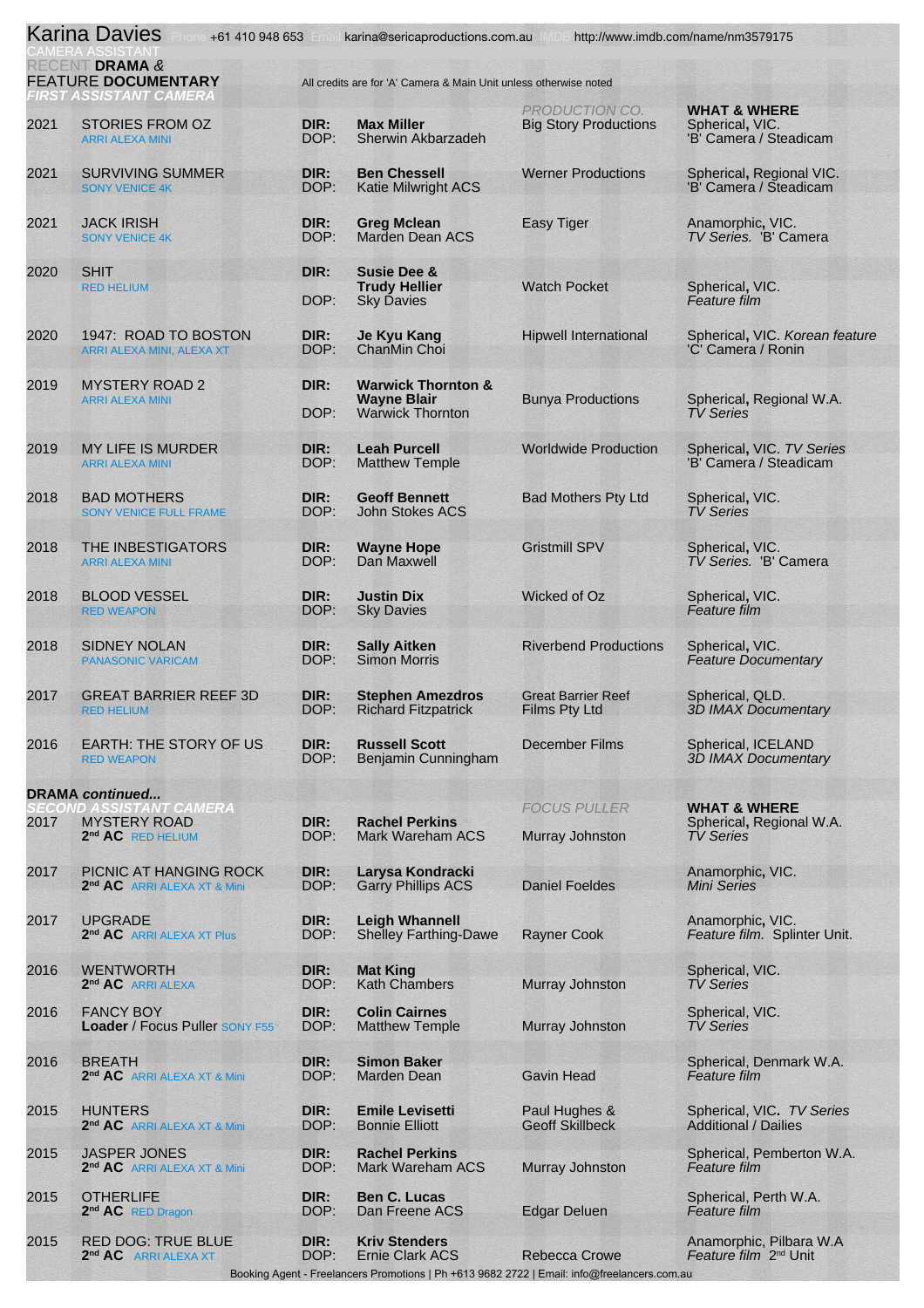# Karina Davies

Phone +61 410 948 653 Email karina@sericaproductions.com.au IMDB http://www.imdb.com/name/nm3579175

CAMERA ASSISTANT

## RECENT DRAMA & FEATURE DOCUMENTARY

All credits are for 'A' Camera & Main Unit unless otherwise noted

### FIRST ASSISTANT CAMERA

| Year | Title | | Director / DOP | PRODUCTION CO. | WHAT & WHERE |
|---|---|---|---|---|---|
| 2021 | STORIES FROM OZ<br>ARRI ALEXA MINI | DIR:<br>DOP: | **Max Miller**<br>Sherwin Akbarzadeh | Big Story Productions | Spherical, VIC.<br>'B' Camera / Steadicam |
| 2021 | SURVIVING SUMMER<br>SONY VENICE 4K | DIR:<br>DOP: | **Ben Chessell**<br>Katie Milwright ACS | Werner Productions | Spherical, Regional VIC.<br>'B' Camera / Steadicam |
| 2021 | JACK IRISH<br>SONY VENICE 4K | DIR:<br>DOP: | **Greg Mclean**<br>Marden Dean ACS | Easy Tiger | Anamorphic, VIC.<br>*TV Series.* 'B' Camera |
| 2020 | SHIT<br>RED HELIUM | DIR:<br>DOP: | **Susie Dee & Trudy Hellier**<br>Sky Davies | Watch Pocket | Spherical, VIC.<br>*Feature film* |
| 2020 | 1947: ROAD TO BOSTON<br>ARRI ALEXA MINI, ALEXA XT | DIR:<br>DOP: | **Je Kyu Kang**<br>ChanMin Choi | Hipwell International | Spherical, VIC. *Korean feature*<br>'C' Camera / Ronin |
| 2019 | MYSTERY ROAD 2<br>ARRI ALEXA MINI | DIR:<br>DOP: | **Warwick Thornton & Wayne Blair**<br>Warwick Thornton | Bunya Productions | Spherical, Regional W.A.<br>*TV Series* |
| 2019 | MY LIFE IS MURDER<br>ARRI ALEXA MINI | DIR:<br>DOP: | **Leah Purcell**<br>Matthew Temple | Worldwide Production | Spherical, VIC. *TV Series*<br>'B' Camera / Steadicam |
| 2018 | BAD MOTHERS<br>SONY VENICE FULL FRAME | DIR:<br>DOP: | **Geoff Bennett**<br>John Stokes ACS | Bad Mothers Pty Ltd | Spherical, VIC.<br>*TV Series* |
| 2018 | THE INBESTIGATORS<br>ARRI ALEXA MINI | DIR:<br>DOP: | **Wayne Hope**<br>Dan Maxwell | Gristmill SPV | Spherical, VIC.<br>*TV Series.* 'B' Camera |
| 2018 | BLOOD VESSEL<br>RED WEAPON | DIR:<br>DOP: | **Justin Dix**<br>Sky Davies | Wicked of Oz | Spherical, VIC.<br>*Feature film* |
| 2018 | SIDNEY NOLAN<br>PANASONIC VARICAM | DIR:<br>DOP: | **Sally Aitken**<br>Simon Morris | Riverbend Productions | Spherical, VIC.<br>*Feature Documentary* |
| 2017 | GREAT BARRIER REEF 3D<br>RED HELIUM | DIR:<br>DOP: | **Stephen Amezdros**<br>Richard Fitzpatrick | Great Barrier Reef Films Pty Ltd | Spherical, QLD.<br>*3D IMAX Documentary* |
| 2016 | EARTH: THE STORY OF US<br>RED WEAPON | DIR:<br>DOP: | **Russell Scott**<br>Benjamin Cunningham | December Films | Spherical, ICELAND<br>*3D IMAX Documentary* |

### DRAMA continued...

### SECOND ASSISTANT CAMERA

| Year | Title | | Director / DOP | FOCUS PULLER | WHAT & WHERE |
|---|---|---|---|---|---|
| 2017 | MYSTERY ROAD<br>**2nd AC** RED HELIUM | DIR:<br>DOP: | **Rachel Perkins**<br>Mark Wareham ACS | Murray Johnston | Spherical, Regional W.A.<br>*TV Series* |
| 2017 | PICNIC AT HANGING ROCK<br>**2nd AC** ARRI ALEXA XT & Mini | DIR:<br>DOP: | **Larysa Kondracki**<br>Garry Phillips ACS | Daniel Foeldes | Anamorphic, VIC.<br>*Mini Series* |
| 2017 | UPGRADE<br>**2nd AC** ARRI ALEXA XT Plus | DIR:<br>DOP: | **Leigh Whannell**<br>Shelley Farthing-Dawe | Rayner Cook | Anamorphic, VIC.<br>*Feature film.* Splinter Unit. |
| 2016 | WENTWORTH<br>**2nd AC** ARRI ALEXA | DIR:<br>DOP: | **Mat King**<br>Kath Chambers | Murray Johnston | Spherical, VIC.<br>*TV Series* |
| 2016 | FANCY BOY<br>**Loader** / Focus Puller SONY F55 | DIR:<br>DOP: | **Colin Cairnes**<br>Matthew Temple | Murray Johnston | Spherical, VIC.<br>*TV Series* |
| 2016 | BREATH<br>**2nd AC** ARRI ALEXA XT & Mini | DIR:<br>DOP: | **Simon Baker**<br>Marden Dean | Gavin Head | Spherical, Denmark W.A.<br>*Feature film* |
| 2015 | HUNTERS<br>**2nd AC** ARRI ALEXA XT & Mini | DIR:<br>DOP: | **Emile Levisetti**<br>Bonnie Elliott | Paul Hughes & Geoff Skillbeck | Spherical, VIC. *TV Series*<br>Additional / Dailies |
| 2015 | JASPER JONES<br>**2nd AC** ARRI ALEXA XT & Mini | DIR:<br>DOP: | **Rachel Perkins**<br>Mark Wareham ACS | Murray Johnston | Spherical, Pemberton W.A.<br>*Feature film* |
| 2015 | OTHERLIFE<br>**2nd AC** RED Dragon | DIR:<br>DOP: | **Ben C. Lucas**<br>Dan Freene ACS | Edgar Deluen | Spherical, Perth W.A.<br>*Feature film* |
| 2015 | RED DOG: TRUE BLUE<br>**2nd AC** ARRI ALEXA XT | DIR:<br>DOP: | **Kriv Stenders**<br>Ernie Clark ACS | Rebecca Crowe | Anamorphic, Pilbara W.A<br>*Feature film* 2nd Unit |

Booking Agent - Freelancers Promotions | Ph +613 9682 2722 | Email: info@freelancers.com.au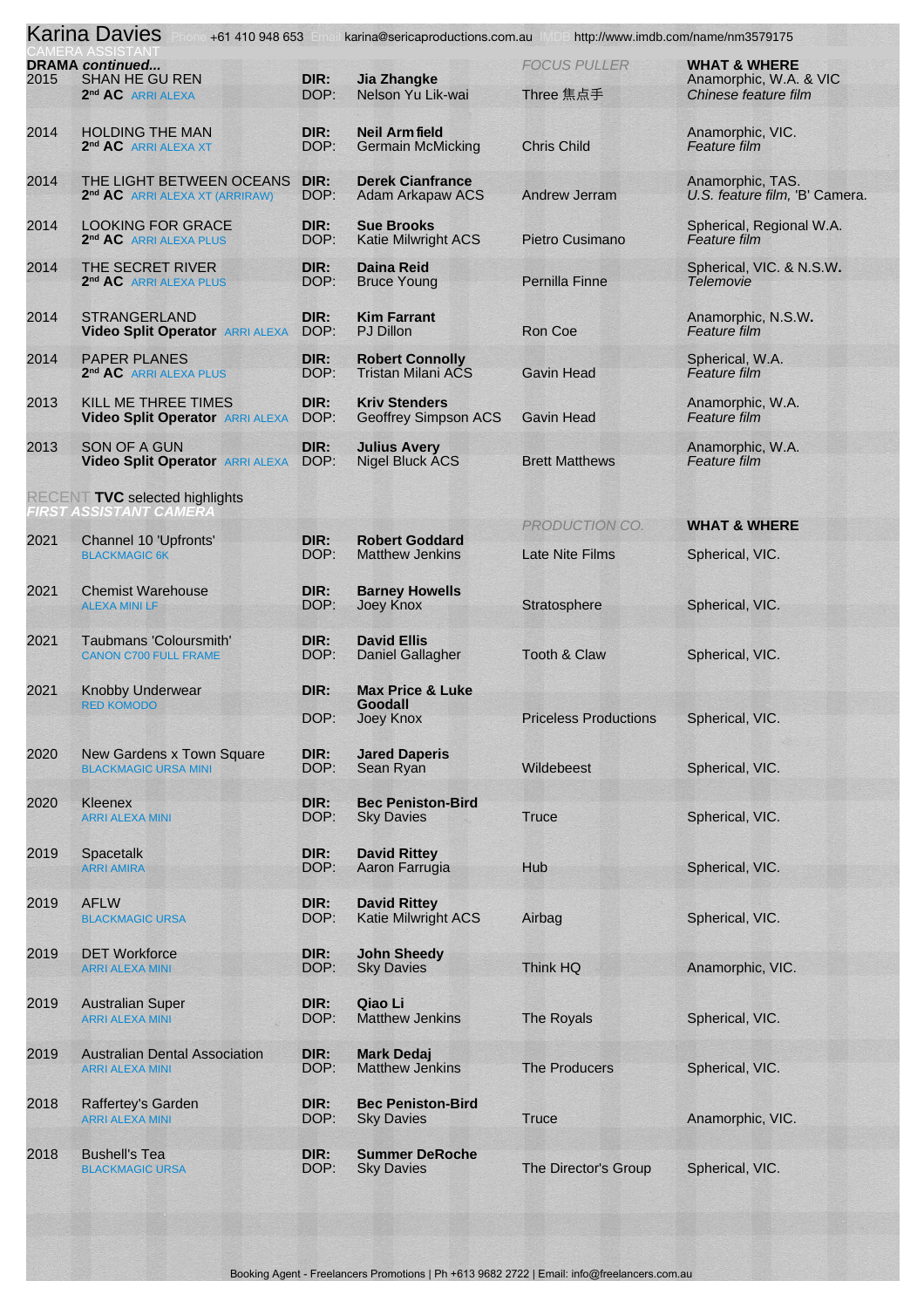Karina Davies Phone +61 410 948 653 Email karina@sericaproductions.com.au IMDB http://www.imdb.com/name/nm3579175

CAMERA ASSISTANT

**DRAMA** *continued...*

| | | | | FOCUS PULLER | WHAT & WHERE |
|---|---|---|---|---|---|
| 2015 | SHAN HE GU REN<br>**2nd AC** ARRI ALEXA | DIR:<br>DOP: | **Jia Zhangke**<br>Nelson Yu Lik-wai | Three 焦点手 | Anamorphic, W.A. & VIC<br>*Chinese feature film* |
| 2014 | HOLDING THE MAN<br>**2nd AC** ARRI ALEXA XT | DIR:<br>DOP: | **Neil Armfield**<br>Germain McMicking | Chris Child | Anamorphic, VIC.<br>*Feature film* |
| 2014 | THE LIGHT BETWEEN OCEANS<br>**2nd AC** ARRI ALEXA XT (ARRIRAW) | DIR:<br>DOP: | **Derek Cianfrance**<br>Adam Arkapaw ACS | Andrew Jerram | Anamorphic, TAS.<br>*U.S. feature film*, 'B' Camera. |
| 2014 | LOOKING FOR GRACE<br>**2nd AC** ARRI ALEXA PLUS | DIR:<br>DOP: | **Sue Brooks**<br>Katie Milwright ACS | Pietro Cusimano | Spherical, Regional W.A.<br>*Feature film* |
| 2014 | THE SECRET RIVER<br>**2nd AC** ARRI ALEXA PLUS | DIR:<br>DOP: | **Daina Reid**<br>Bruce Young | Pernilla Finne | Spherical, VIC. & N.S.W.<br>*Telemovie* |
| 2014 | STRANGERLAND<br>**Video Split Operator** ARRI ALEXA | DIR:<br>DOP: | **Kim Farrant**<br>PJ Dillon | Ron Coe | Anamorphic, N.S.W.<br>*Feature film* |
| 2014 | PAPER PLANES<br>**2nd AC** ARRI ALEXA PLUS | DIR:<br>DOP: | **Robert Connolly**<br>Tristan Milani ACS | Gavin Head | Spherical, W.A.<br>*Feature film* |
| 2013 | KILL ME THREE TIMES<br>**Video Split Operator** ARRI ALEXA | DIR:<br>DOP: | **Kriv Stenders**<br>Geoffrey Simpson ACS | Gavin Head | Anamorphic, W.A.<br>*Feature film* |
| 2013 | SON OF A GUN<br>**Video Split Operator** ARRI ALEXA | DIR:<br>DOP: | **Julius Avery**<br>Nigel Bluck ACS | Brett Matthews | Anamorphic, W.A.<br>*Feature film* |

RECENT **TVC** selected highlights

***FIRST ASSISTANT CAMERA***

| | | | | PRODUCTION CO. | WHAT & WHERE |
|---|---|---|---|---|---|
| 2021 | Channel 10 'Upfronts'<br>BLACKMAGIC 6K | DIR:<br>DOP: | **Robert Goddard**<br>Matthew Jenkins | Late Nite Films | Spherical, VIC. |
| 2021 | Chemist Warehouse<br>ALEXA MINI LF | DIR:<br>DOP: | **Barney Howells**<br>Joey Knox | Stratosphere | Spherical, VIC. |
| 2021 | Taubmans 'Coloursmith'<br>CANON C700 FULL FRAME | DIR:<br>DOP: | **David Ellis**<br>Daniel Gallagher | Tooth & Claw | Spherical, VIC. |
| 2021 | Knobby Underwear<br>RED KOMODO | DIR:<br>DOP: | **Max Price & Luke Goodall**<br>Joey Knox | Priceless Productions | Spherical, VIC. |
| 2020 | New Gardens x Town Square<br>BLACKMAGIC URSA MINI | DIR:<br>DOP: | **Jared Daperis**<br>Sean Ryan | Wildebeest | Spherical, VIC. |
| 2020 | Kleenex<br>ARRI ALEXA MINI | DIR:<br>DOP: | **Bec Peniston-Bird**<br>Sky Davies | Truce | Spherical, VIC. |
| 2019 | Spacetalk<br>ARRI AMIRA | DIR:<br>DOP: | **David Rittey**<br>Aaron Farrugia | Hub | Spherical, VIC. |
| 2019 | AFLW<br>BLACKMAGIC URSA | DIR:<br>DOP: | **David Rittey**<br>Katie Milwright ACS | Airbag | Spherical, VIC. |
| 2019 | DET Workforce<br>ARRI ALEXA MINI | DIR:<br>DOP: | **John Sheedy**<br>Sky Davies | Think HQ | Anamorphic, VIC. |
| 2019 | Australian Super<br>ARRI ALEXA MINI | DIR:<br>DOP: | **Qiao Li**<br>Matthew Jenkins | The Royals | Spherical, VIC. |
| 2019 | Australian Dental Association<br>ARRI ALEXA MINI | DIR:<br>DOP: | **Mark Dedaj**<br>Matthew Jenkins | The Producers | Spherical, VIC. |
| 2018 | Raffertey's Garden<br>ARRI ALEXA MINI | DIR:<br>DOP: | **Bec Peniston-Bird**<br>Sky Davies | Truce | Anamorphic, VIC. |
| 2018 | Bushell's Tea<br>BLACKMAGIC URSA | DIR:<br>DOP: | **Summer DeRoche**<br>Sky Davies | The Director's Group | Spherical, VIC. |

Booking Agent - Freelancers Promotions | Ph +613 9682 2722 | Email: info@freelancers.com.au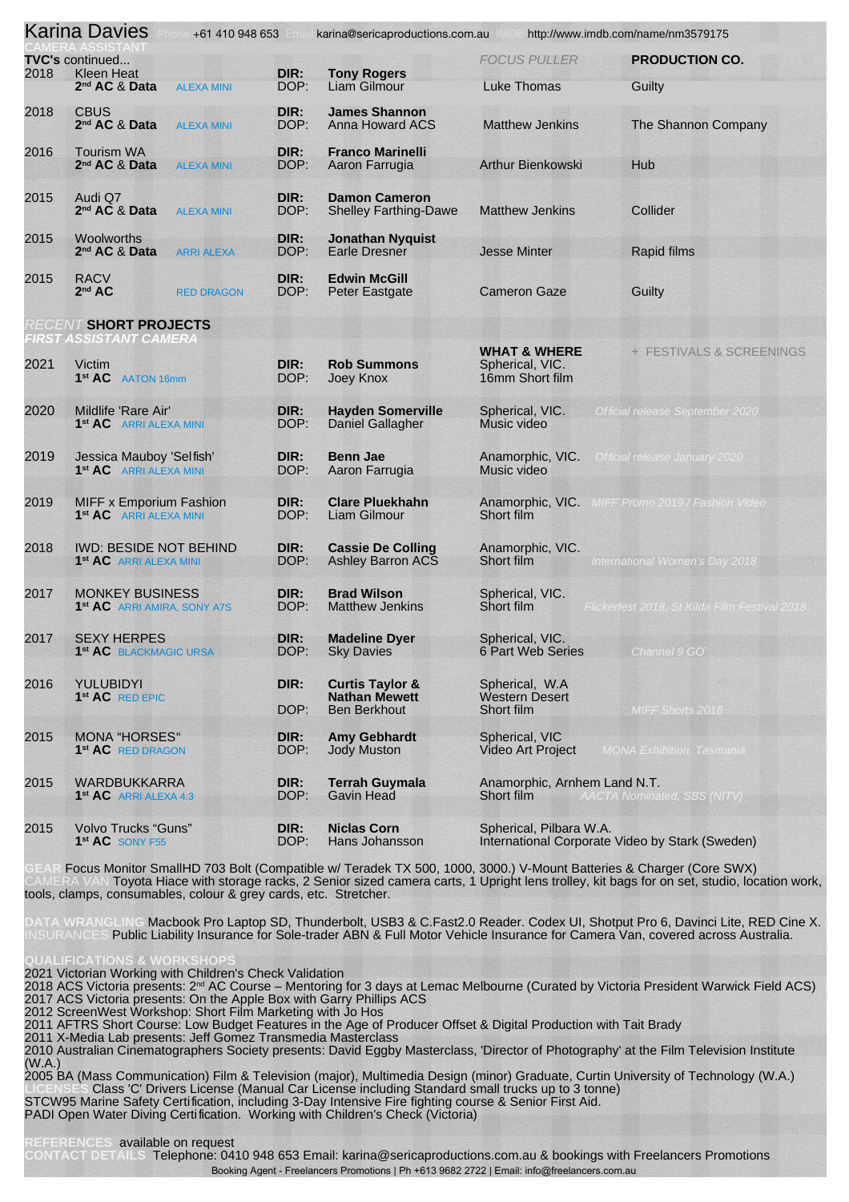Karina Davies Phone +61 410 948 653 Email karina@sericaproductions.com.au IMDB http://www.imdb.com/name/nm3579175

CAMERA ASSISTANT

**TVC's** continued...

| | | | | | FOCUS PULLER | PRODUCTION CO. |
|---|---|---|---|---|---|---|
| 2018 | Kleen Heat<br>**2nd AC & Data** | ALEXA MINI | **DIR:**<br>DOP: | **Tony Rogers**<br>Liam Gilmour | Luke Thomas | Guilty |
| 2018 | CBUS<br>**2nd AC & Data** | ALEXA MINI | **DIR:**<br>DOP: | **James Shannon**<br>Anna Howard ACS | Matthew Jenkins | The Shannon Company |
| 2016 | Tourism WA<br>**2nd AC & Data** | ALEXA MINI | **DIR:**<br>DOP: | **Franco Marinelli**<br>Aaron Farrugia | Arthur Bienkowski | Hub |
| 2015 | Audi Q7<br>**2nd AC & Data** | ALEXA MINI | **DIR:**<br>DOP: | **Damon Cameron**<br>Shelley Farthing-Dawe | Matthew Jenkins | Collider |
| 2015 | Woolworths<br>**2nd AC & Data** | ARRI ALEXA | **DIR:**<br>DOP: | **Jonathan Nyquist**<br>Earle Dresner | Jesse Minter | Rapid films |
| 2015 | RACV<br>**2nd AC** | RED DRAGON | **DIR:**<br>DOP: | **Edwin McGill**<br>Peter Eastgate | Cameron Gaze | Guilty |

## RECENT SHORT PROJECTS

*FIRST ASSISTANT CAMERA*

| | | | | WHAT & WHERE | + FESTIVALS & SCREENINGS |
|---|---|---|---|---|---|
| 2021 | Victim<br>**1st AC** AATON 16mm | **DIR:**<br>DOP: | **Rob Summons**<br>Joey Knox | Spherical, VIC.<br>16mm Short film | |
| 2020 | Mildlife 'Rare Air'<br>**1st AC** ARRI ALEXA MINI | **DIR:**<br>DOP: | **Hayden Somerville**<br>Daniel Gallagher | Spherical, VIC.<br>Music video | Official release September 2020 |
| 2019 | Jessica Mauboy 'Selfish'<br>**1st AC** ARRI ALEXA MINI | **DIR:**<br>DOP: | **Benn Jae**<br>Aaron Farrugia | Anamorphic, VIC.<br>Music video | Official release January 2020 |
| 2019 | MIFF x Emporium Fashion<br>**1st AC** ARRI ALEXA MINI | **DIR:**<br>DOP: | **Clare Pluekhahn**<br>Liam Gilmour | Anamorphic, VIC.<br>Short film | MIFF Promo 2019 / Fashion Video |
| 2018 | IWD: BESIDE NOT BEHIND<br>**1st AC** ARRI ALEXA MINI | **DIR:**<br>DOP: | **Cassie De Colling**<br>Ashley Barron ACS | Anamorphic, VIC.<br>Short film | International Women's Day 2018 |
| 2017 | MONKEY BUSINESS<br>**1st AC** ARRI AMIRA, SONY A7S | **DIR:**<br>DOP: | **Brad Wilson**<br>Matthew Jenkins | Spherical, VIC.<br>Short film | Flickerfest 2018, St Kilda Film Festival 2018 |
| 2017 | SEXY HERPES<br>**1st AC** BLACKMAGIC URSA | **DIR:**<br>DOP: | **Madeline Dyer**<br>Sky Davies | Spherical, VIC.<br>6 Part Web Series | Channel 9 GO |
| 2016 | YULUBIDYI<br>**1st AC** RED EPIC | **DIR:**<br>DOP: | **Curtis Taylor & Nathan Mewett**<br>Ben Berkhout | Spherical, W.A<br>Western Desert<br>Short film | MIFF Shorts 2018 |
| 2015 | MONA "HORSES"<br>**1st AC** RED DRAGON | **DIR:**<br>DOP: | **Amy Gebhardt**<br>Jody Muston | Spherical, VIC<br>Video Art Project | MONA Exhibition, Tasmania |
| 2015 | WARDBUKKARRA<br>**1st AC** ARRI ALEXA 4:3 | **DIR:**<br>DOP: | **Terrah Guymala**<br>Gavin Head | Anamorphic, Arnhem Land N.T.<br>Short film | AACTA Nominated, SBS (NITV) |
| 2015 | Volvo Trucks "Guns"<br>**1st AC** SONY F55 | **DIR:**<br>DOP: | **Niclas Corn**<br>Hans Johansson | Spherical, Pilbara W.A.<br>International Corporate Video by Stark (Sweden) | |

GEAR Focus Monitor SmallHD 703 Bolt (Compatible w/ Teradek TX 500, 1000, 3000.) V-Mount Batteries & Charger (Core SWX)
CAMERA VAN Toyota Hiace with storage racks, 2 Senior sized camera carts, 1 Upright lens trolley, kit bags for on set, studio, location work, tools, clamps, consumables, colour & grey cards, etc. Stretcher.

DATA WRANGLING Macbook Pro Laptop SD, Thunderbolt, USB3 & C.Fast2.0 Reader. Codex UI, Shotput Pro 6, Davinci Lite, RED Cine X.
INSURANCES Public Liability Insurance for Sole-trader ABN & Full Motor Vehicle Insurance for Camera Van, covered across Australia.

QUALIFICATIONS & WORKSHOPS
2021 Victorian Working with Children's Check Validation
2018 ACS Victoria presents: 2nd AC Course – Mentoring for 3 days at Lemac Melbourne (Curated by Victoria President Warwick Field ACS)
2017 ACS Victoria presents: On the Apple Box with Garry Phillips ACS
2012 ScreenWest Workshop: Short Film Marketing with Jo Hos
2011 AFTRS Short Course: Low Budget Features in the Age of Producer Offset & Digital Production with Tait Brady
2011 X-Media Lab presents: Jeff Gomez Transmedia Masterclass
2010 Australian Cinematographers Society presents: David Eggby Masterclass, 'Director of Photography' at the Film Television Institute (W.A.)
2005 BA (Mass Communication) Film & Television (major), Multimedia Design (minor) Graduate, Curtin University of Technology (W.A.)
LICENSES Class 'C' Drivers License (Manual Car License including Standard small trucks up to 3 tonne)
STCW95 Marine Safety Certification, including 3-Day Intensive Fire fighting course & Senior First Aid.
PADI Open Water Diving Certification. Working with Children's Check (Victoria)

REFERENCES available on request
CONTACT DETAILS Telephone: 0410 948 653 Email: karina@sericaproductions.com.au & bookings with Freelancers Promotions
Booking Agent - Freelancers Promotions | Ph +613 9682 2722 | Email: info@freelancers.com.au